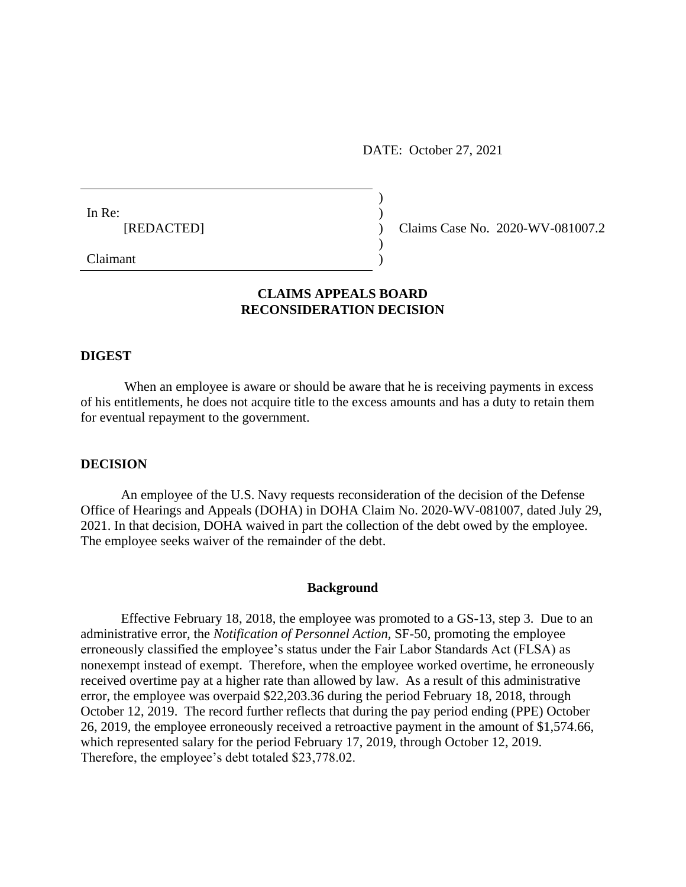DATE: October 27, 2021

In Re:
[REDACTED]

Claimant

Claims Case No. 2020-WV-081007.2

## CLAIMS APPEALS BOARD RECONSIDERATION DECISION

### DIGEST

When an employee is aware or should be aware that he is receiving payments in excess of his entitlements, he does not acquire title to the excess amounts and has a duty to retain them for eventual repayment to the government.

### DECISION

An employee of the U.S. Navy requests reconsideration of the decision of the Defense Office of Hearings and Appeals (DOHA) in DOHA Claim No. 2020-WV-081007, dated July 29, 2021. In that decision, DOHA waived in part the collection of the debt owed by the employee. The employee seeks waiver of the remainder of the debt.

#### Background

Effective February 18, 2018, the employee was promoted to a GS-13, step 3. Due to an administrative error, the *Notification of Personnel Action,* SF-50, promoting the employee erroneously classified the employee's status under the Fair Labor Standards Act (FLSA) as nonexempt instead of exempt. Therefore, when the employee worked overtime, he erroneously received overtime pay at a higher rate than allowed by law. As a result of this administrative error, the employee was overpaid $22,203.36 during the period February 18, 2018, through October 12, 2019. The record further reflects that during the pay period ending (PPE) October 26, 2019, the employee erroneously received a retroactive payment in the amount of $1,574.66, which represented salary for the period February 17, 2019, through October 12, 2019. Therefore, the employee's debt totaled $23,778.02.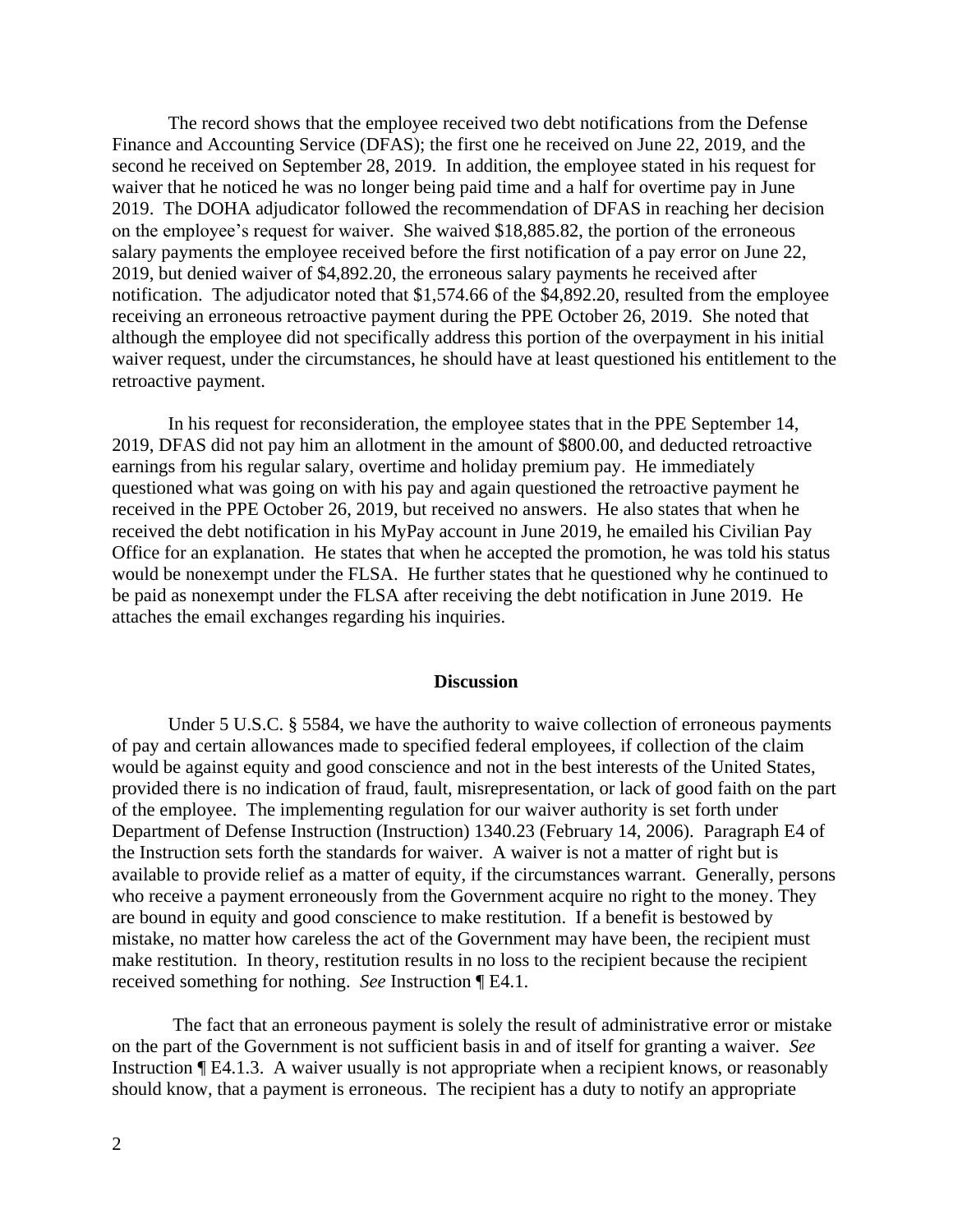The record shows that the employee received two debt notifications from the Defense Finance and Accounting Service (DFAS); the first one he received on June 22, 2019, and the second he received on September 28, 2019. In addition, the employee stated in his request for waiver that he noticed he was no longer being paid time and a half for overtime pay in June 2019. The DOHA adjudicator followed the recommendation of DFAS in reaching her decision on the employee's request for waiver. She waived $18,885.82, the portion of the erroneous salary payments the employee received before the first notification of a pay error on June 22, 2019, but denied waiver of $4,892.20, the erroneous salary payments he received after notification. The adjudicator noted that $1,574.66 of the $4,892.20, resulted from the employee receiving an erroneous retroactive payment during the PPE October 26, 2019. She noted that although the employee did not specifically address this portion of the overpayment in his initial waiver request, under the circumstances, he should have at least questioned his entitlement to the retroactive payment.

In his request for reconsideration, the employee states that in the PPE September 14, 2019, DFAS did not pay him an allotment in the amount of $800.00, and deducted retroactive earnings from his regular salary, overtime and holiday premium pay. He immediately questioned what was going on with his pay and again questioned the retroactive payment he received in the PPE October 26, 2019, but received no answers. He also states that when he received the debt notification in his MyPay account in June 2019, he emailed his Civilian Pay Office for an explanation. He states that when he accepted the promotion, he was told his status would be nonexempt under the FLSA. He further states that he questioned why he continued to be paid as nonexempt under the FLSA after receiving the debt notification in June 2019. He attaches the email exchanges regarding his inquiries.

## Discussion

Under 5 U.S.C. § 5584, we have the authority to waive collection of erroneous payments of pay and certain allowances made to specified federal employees, if collection of the claim would be against equity and good conscience and not in the best interests of the United States, provided there is no indication of fraud, fault, misrepresentation, or lack of good faith on the part of the employee. The implementing regulation for our waiver authority is set forth under Department of Defense Instruction (Instruction) 1340.23 (February 14, 2006). Paragraph E4 of the Instruction sets forth the standards for waiver. A waiver is not a matter of right but is available to provide relief as a matter of equity, if the circumstances warrant. Generally, persons who receive a payment erroneously from the Government acquire no right to the money. They are bound in equity and good conscience to make restitution. If a benefit is bestowed by mistake, no matter how careless the act of the Government may have been, the recipient must make restitution. In theory, restitution results in no loss to the recipient because the recipient received something for nothing. *See* Instruction ¶ E4.1.

The fact that an erroneous payment is solely the result of administrative error or mistake on the part of the Government is not sufficient basis in and of itself for granting a waiver. *See* Instruction ¶ E4.1.3. A waiver usually is not appropriate when a recipient knows, or reasonably should know, that a payment is erroneous. The recipient has a duty to notify an appropriate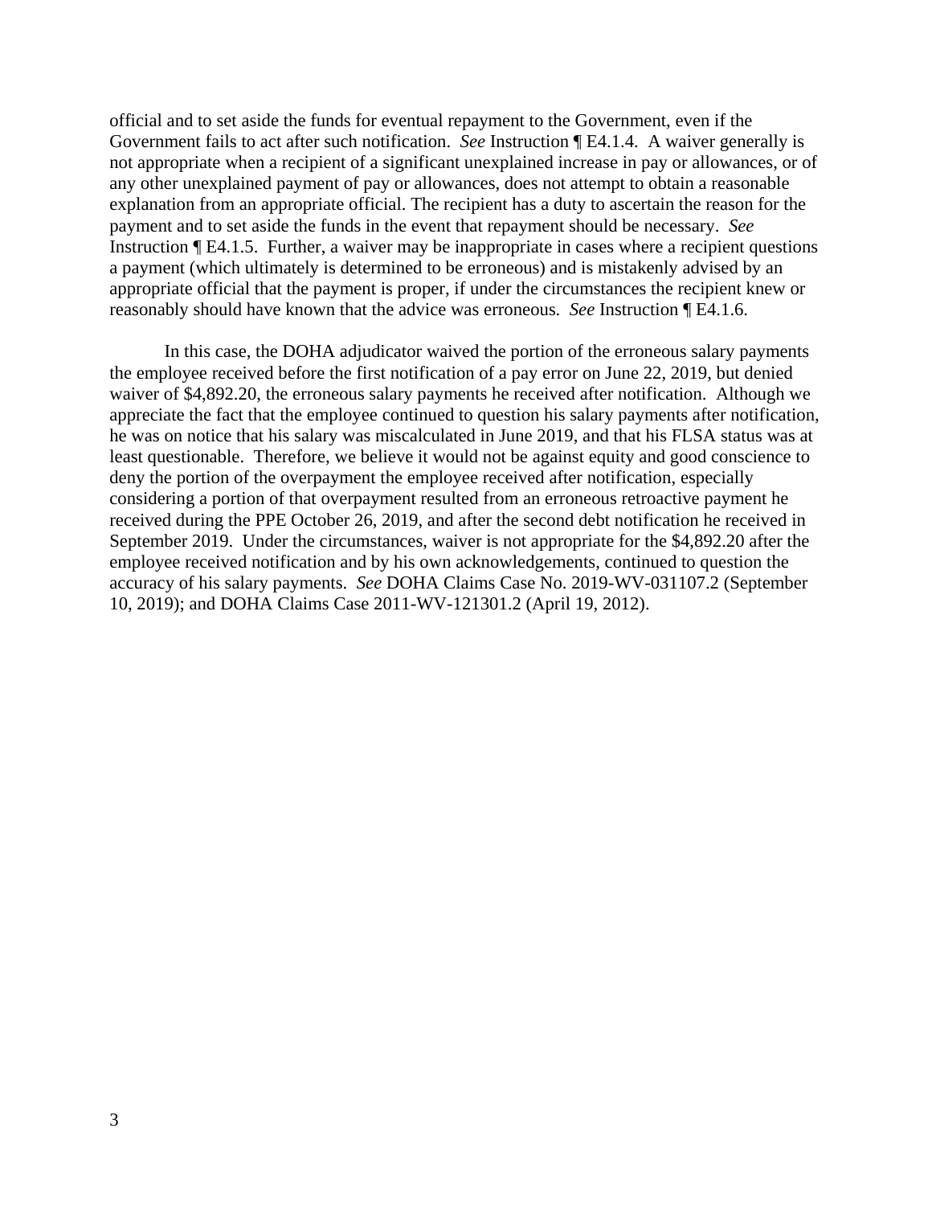official and to set aside the funds for eventual repayment to the Government, even if the Government fails to act after such notification. *See* Instruction ¶ E4.1.4. A waiver generally is not appropriate when a recipient of a significant unexplained increase in pay or allowances, or of any other unexplained payment of pay or allowances, does not attempt to obtain a reasonable explanation from an appropriate official. The recipient has a duty to ascertain the reason for the payment and to set aside the funds in the event that repayment should be necessary. *See* Instruction ¶ E4.1.5. Further, a waiver may be inappropriate in cases where a recipient questions a payment (which ultimately is determined to be erroneous) and is mistakenly advised by an appropriate official that the payment is proper, if under the circumstances the recipient knew or reasonably should have known that the advice was erroneous. *See* Instruction ¶ E4.1.6.

In this case, the DOHA adjudicator waived the portion of the erroneous salary payments the employee received before the first notification of a pay error on June 22, 2019, but denied waiver of $4,892.20, the erroneous salary payments he received after notification. Although we appreciate the fact that the employee continued to question his salary payments after notification, he was on notice that his salary was miscalculated in June 2019, and that his FLSA status was at least questionable. Therefore, we believe it would not be against equity and good conscience to deny the portion of the overpayment the employee received after notification, especially considering a portion of that overpayment resulted from an erroneous retroactive payment he received during the PPE October 26, 2019, and after the second debt notification he received in September 2019. Under the circumstances, waiver is not appropriate for the $4,892.20 after the employee received notification and by his own acknowledgements, continued to question the accuracy of his salary payments. *See* DOHA Claims Case No. 2019-WV-031107.2 (September 10, 2019); and DOHA Claims Case 2011-WV-121301.2 (April 19, 2012).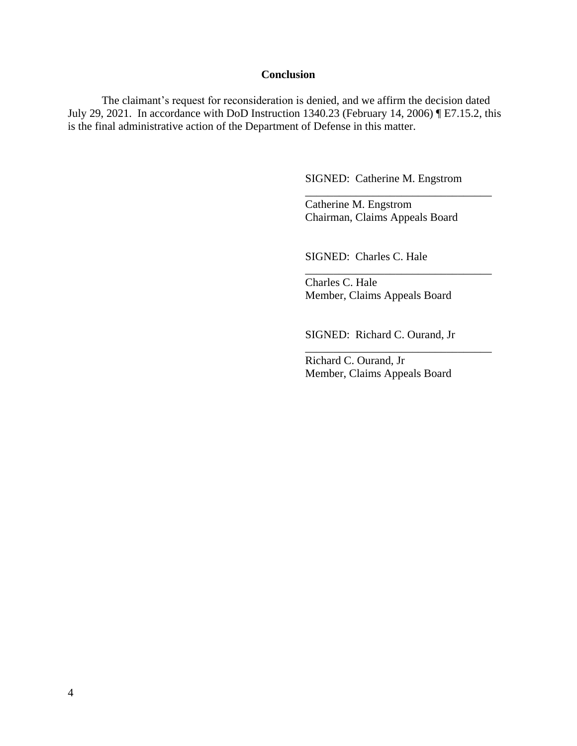## Conclusion

The claimant's request for reconsideration is denied, and we affirm the decision dated July 29, 2021. In accordance with DoD Instruction 1340.23 (February 14, 2006) ¶ E7.15.2, this is the final administrative action of the Department of Defense in this matter.

SIGNED: Catherine M. Engstrom

Catherine M. Engstrom
Chairman, Claims Appeals Board

SIGNED: Charles C. Hale

Charles C. Hale
Member, Claims Appeals Board

SIGNED: Richard C. Ourand, Jr

Richard C. Ourand, Jr
Member, Claims Appeals Board